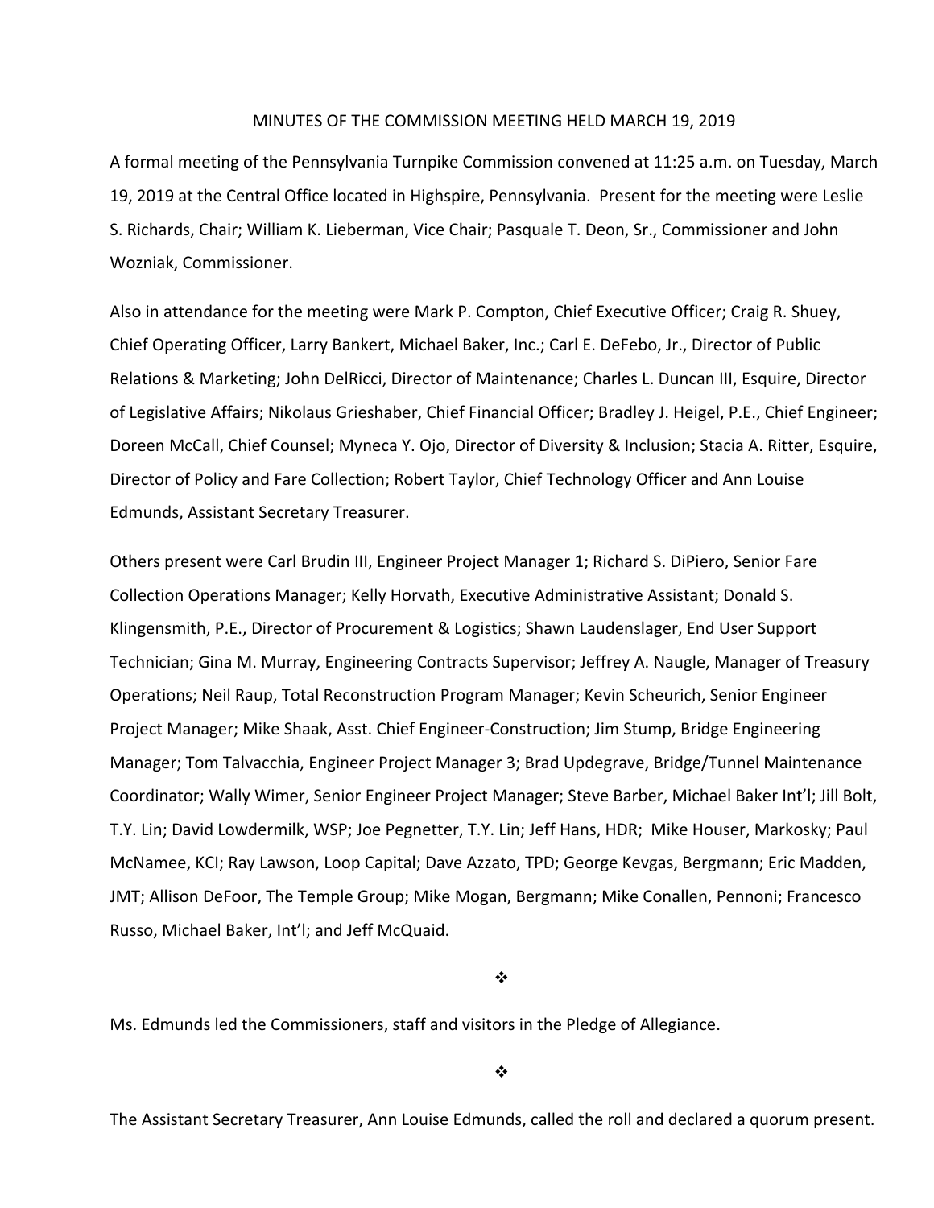# MINUTES OF THE COMMISSION MEETING HELD MARCH 19, 2019

A formal meeting of the Pennsylvania Turnpike Commission convened at 11:25 a.m. on Tuesday, March 19, 2019 at the Central Office located in Highspire, Pennsylvania. Present for the meeting were Leslie S. Richards, Chair; William K. Lieberman, Vice Chair; Pasquale T. Deon, Sr., Commissioner and John Wozniak, Commissioner.

Also in attendance for the meeting were Mark P. Compton, Chief Executive Officer; Craig R. Shuey, Chief Operating Officer, Larry Bankert, Michael Baker, Inc.; Carl E. DeFebo, Jr., Director of Public Relations & Marketing; John DelRicci, Director of Maintenance; Charles L. Duncan III, Esquire, Director of Legislative Affairs; Nikolaus Grieshaber, Chief Financial Officer; Bradley J. Heigel, P.E., Chief Engineer; Doreen McCall, Chief Counsel; Myneca Y. Ojo, Director of Diversity & Inclusion; Stacia A. Ritter, Esquire, Director of Policy and Fare Collection; Robert Taylor, Chief Technology Officer and Ann Louise Edmunds, Assistant Secretary Treasurer.

Others present were Carl Brudin III, Engineer Project Manager 1; Richard S. DiPiero, Senior Fare Collection Operations Manager; Kelly Horvath, Executive Administrative Assistant; Donald S. Klingensmith, P.E., Director of Procurement & Logistics; Shawn Laudenslager, End User Support Technician; Gina M. Murray, Engineering Contracts Supervisor; Jeffrey A. Naugle, Manager of Treasury Operations; Neil Raup, Total Reconstruction Program Manager; Kevin Scheurich, Senior Engineer Project Manager; Mike Shaak, Asst. Chief Engineer-Construction; Jim Stump, Bridge Engineering Manager; Tom Talvacchia, Engineer Project Manager 3; Brad Updegrave, Bridge/Tunnel Maintenance Coordinator; Wally Wimer, Senior Engineer Project Manager; Steve Barber, Michael Baker Int'l; Jill Bolt, T.Y. Lin; David Lowdermilk, WSP; Joe Pegnetter, T.Y. Lin; Jeff Hans, HDR; Mike Houser, Markosky; Paul McNamee, KCI; Ray Lawson, Loop Capital; Dave Azzato, TPD; George Kevgas, Bergmann; Eric Madden, JMT; Allison DeFoor, The Temple Group; Mike Mogan, Bergmann; Mike Conallen, Pennoni; Francesco Russo, Michael Baker, Int'l; and Jeff McQuaid.

❖

Ms. Edmunds led the Commissioners, staff and visitors in the Pledge of Allegiance.

❖

The Assistant Secretary Treasurer, Ann Louise Edmunds, called the roll and declared a quorum present.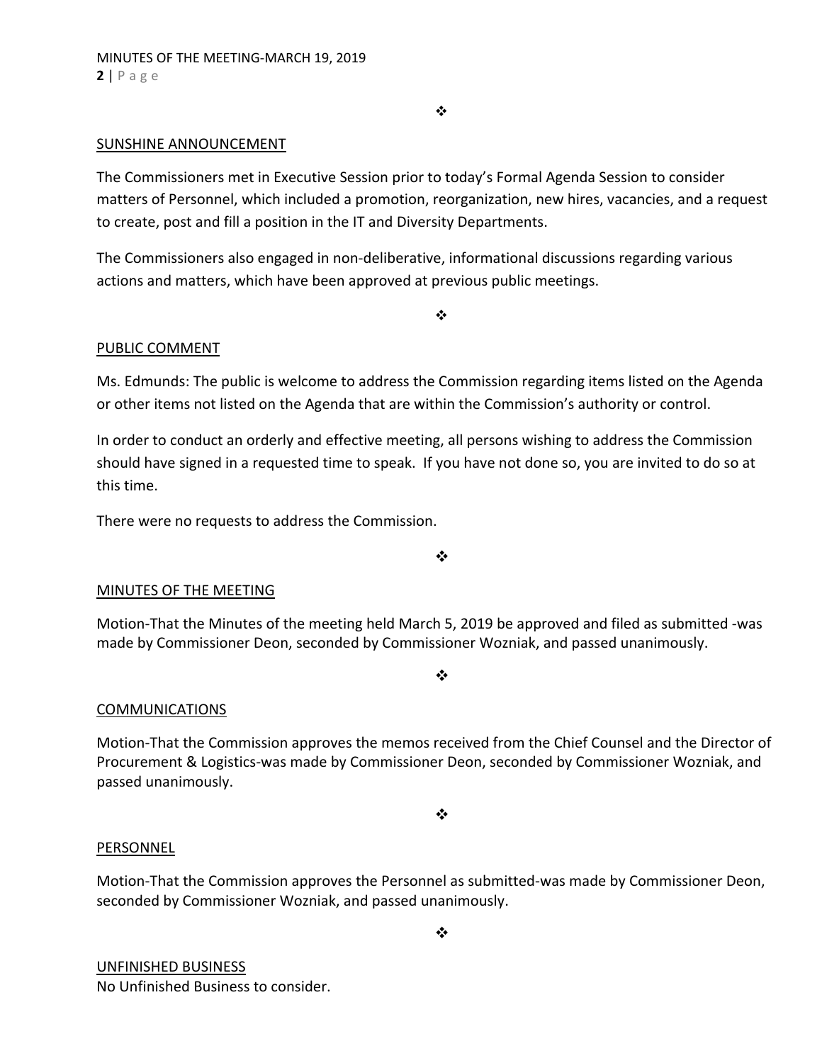❖

## SUNSHINE ANNOUNCEMENT

The Commissioners met in Executive Session prior to today's Formal Agenda Session to consider matters of Personnel, which included a promotion, reorganization, new hires, vacancies, and a request to create, post and fill a position in the IT and Diversity Departments.

The Commissioners also engaged in non-deliberative, informational discussions regarding various actions and matters, which have been approved at previous public meetings.

❖

## PUBLIC COMMENT

Ms. Edmunds: The public is welcome to address the Commission regarding items listed on the Agenda or other items not listed on the Agenda that are within the Commission's authority or control.

In order to conduct an orderly and effective meeting, all persons wishing to address the Commission should have signed in a requested time to speak. If you have not done so, you are invited to do so at this time.

There were no requests to address the Commission.

❖

## MINUTES OF THE MEETING

Motion-That the Minutes of the meeting held March 5, 2019 be approved and filed as submitted -was made by Commissioner Deon, seconded by Commissioner Wozniak, and passed unanimously.

❖

## COMMUNICATIONS

Motion-That the Commission approves the memos received from the Chief Counsel and the Director of Procurement & Logistics-was made by Commissioner Deon, seconded by Commissioner Wozniak, and passed unanimously.

❖

## PERSONNEL

Motion-That the Commission approves the Personnel as submitted-was made by Commissioner Deon, seconded by Commissioner Wozniak, and passed unanimously.

❖

## UNFINISHED BUSINESS

No Unfinished Business to consider.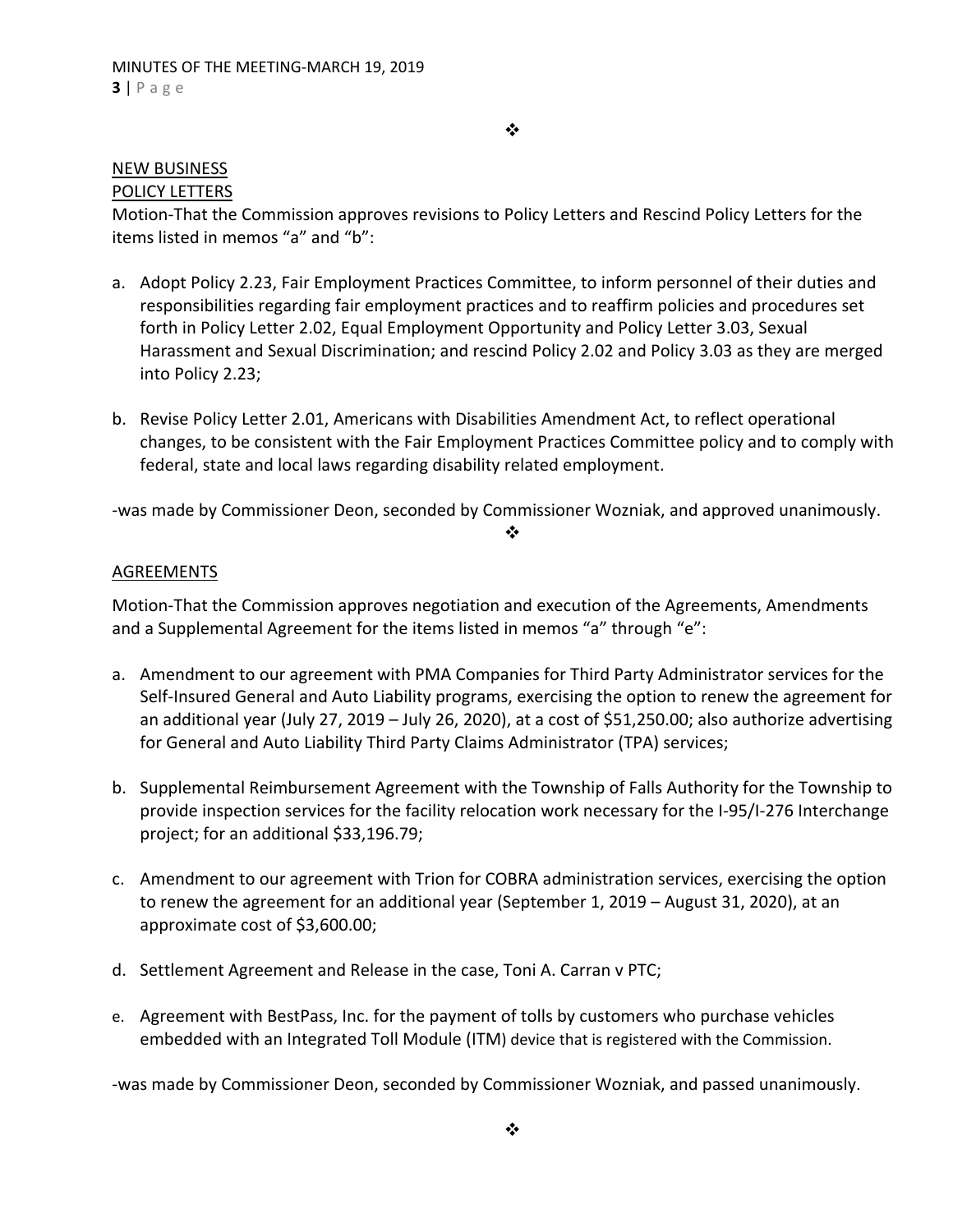❖

NEW BUSINESS

POLICY LETTERS

Motion-That the Commission approves revisions to Policy Letters and Rescind Policy Letters for the items listed in memos “a” and “b”:

a. Adopt Policy 2.23, Fair Employment Practices Committee, to inform personnel of their duties and responsibilities regarding fair employment practices and to reaffirm policies and procedures set forth in Policy Letter 2.02, Equal Employment Opportunity and Policy Letter 3.03, Sexual Harassment and Sexual Discrimination; and rescind Policy 2.02 and Policy 3.03 as they are merged into Policy 2.23;

b. Revise Policy Letter 2.01, Americans with Disabilities Amendment Act, to reflect operational changes, to be consistent with the Fair Employment Practices Committee policy and to comply with federal, state and local laws regarding disability related employment.

-was made by Commissioner Deon, seconded by Commissioner Wozniak, and approved unanimously.

❖

AGREEMENTS

Motion-That the Commission approves negotiation and execution of the Agreements, Amendments and a Supplemental Agreement for the items listed in memos “a” through “e”:

a. Amendment to our agreement with PMA Companies for Third Party Administrator services for the Self-Insured General and Auto Liability programs, exercising the option to renew the agreement for an additional year (July 27, 2019 – July 26, 2020), at a cost of $51,250.00; also authorize advertising for General and Auto Liability Third Party Claims Administrator (TPA) services;

b. Supplemental Reimbursement Agreement with the Township of Falls Authority for the Township to provide inspection services for the facility relocation work necessary for the I-95/I-276 Interchange project; for an additional $33,196.79;

c. Amendment to our agreement with Trion for COBRA administration services, exercising the option to renew the agreement for an additional year (September 1, 2019 – August 31, 2020), at an approximate cost of $3,600.00;

d. Settlement Agreement and Release in the case, Toni A. Carran v PTC;

e. Agreement with BestPass, Inc. for the payment of tolls by customers who purchase vehicles embedded with an Integrated Toll Module (ITM) device that is registered with the Commission.

-was made by Commissioner Deon, seconded by Commissioner Wozniak, and passed unanimously.

❖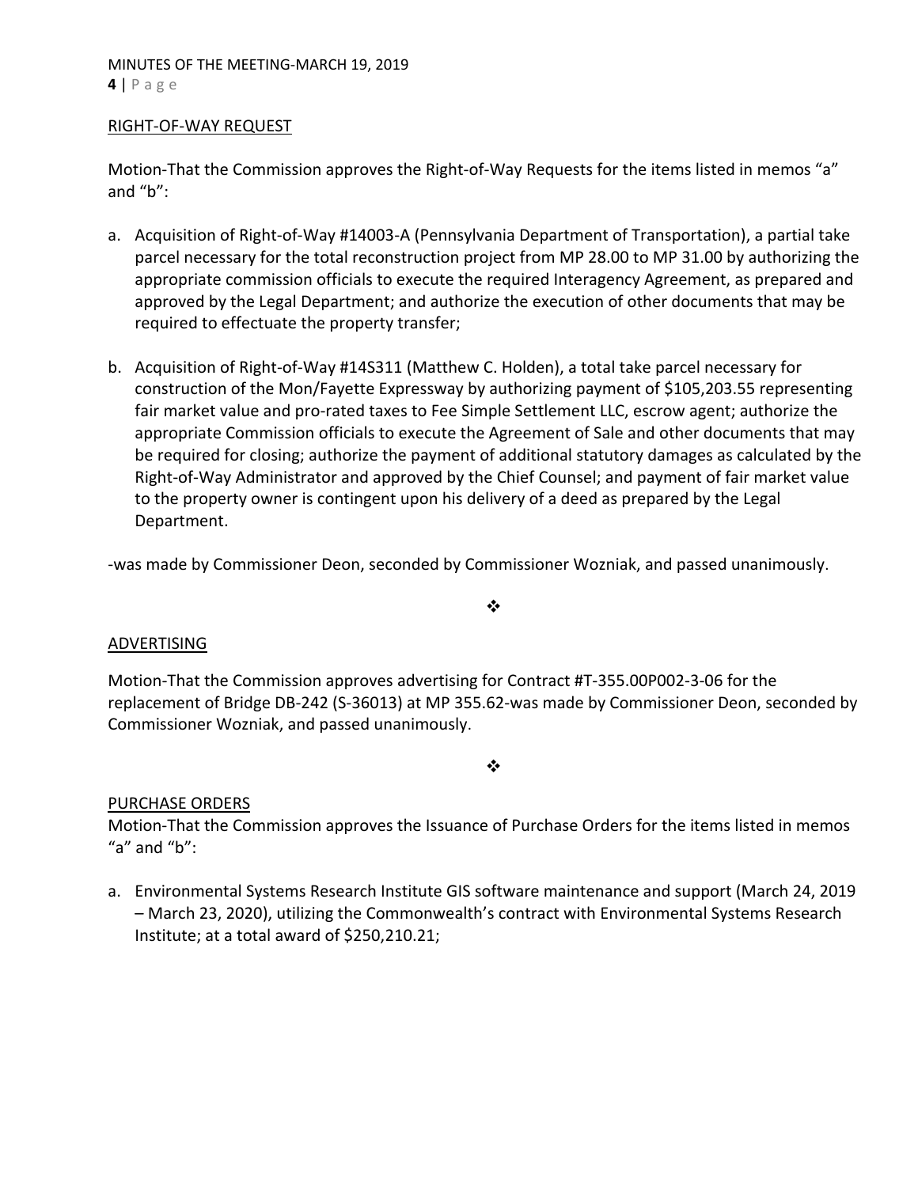RIGHT-OF-WAY REQUEST

Motion-That the Commission approves the Right-of-Way Requests for the items listed in memos "a" and "b":

a. Acquisition of Right-of-Way #14003-A (Pennsylvania Department of Transportation), a partial take parcel necessary for the total reconstruction project from MP 28.00 to MP 31.00 by authorizing the appropriate commission officials to execute the required Interagency Agreement, as prepared and approved by the Legal Department; and authorize the execution of other documents that may be required to effectuate the property transfer;

b. Acquisition of Right-of-Way #14S311 (Matthew C. Holden), a total take parcel necessary for construction of the Mon/Fayette Expressway by authorizing payment of $105,203.55 representing fair market value and pro-rated taxes to Fee Simple Settlement LLC, escrow agent; authorize the appropriate Commission officials to execute the Agreement of Sale and other documents that may be required for closing; authorize the payment of additional statutory damages as calculated by the Right-of-Way Administrator and approved by the Chief Counsel; and payment of fair market value to the property owner is contingent upon his delivery of a deed as prepared by the Legal Department.

-was made by Commissioner Deon, seconded by Commissioner Wozniak, and passed unanimously.

❖

ADVERTISING

Motion-That the Commission approves advertising for Contract #T-355.00P002-3-06 for the replacement of Bridge DB-242 (S-36013) at MP 355.62-was made by Commissioner Deon, seconded by Commissioner Wozniak, and passed unanimously.

❖

PURCHASE ORDERS

Motion-That the Commission approves the Issuance of Purchase Orders for the items listed in memos "a" and "b":

a. Environmental Systems Research Institute GIS software maintenance and support (March 24, 2019 – March 23, 2020), utilizing the Commonwealth's contract with Environmental Systems Research Institute; at a total award of $250,210.21;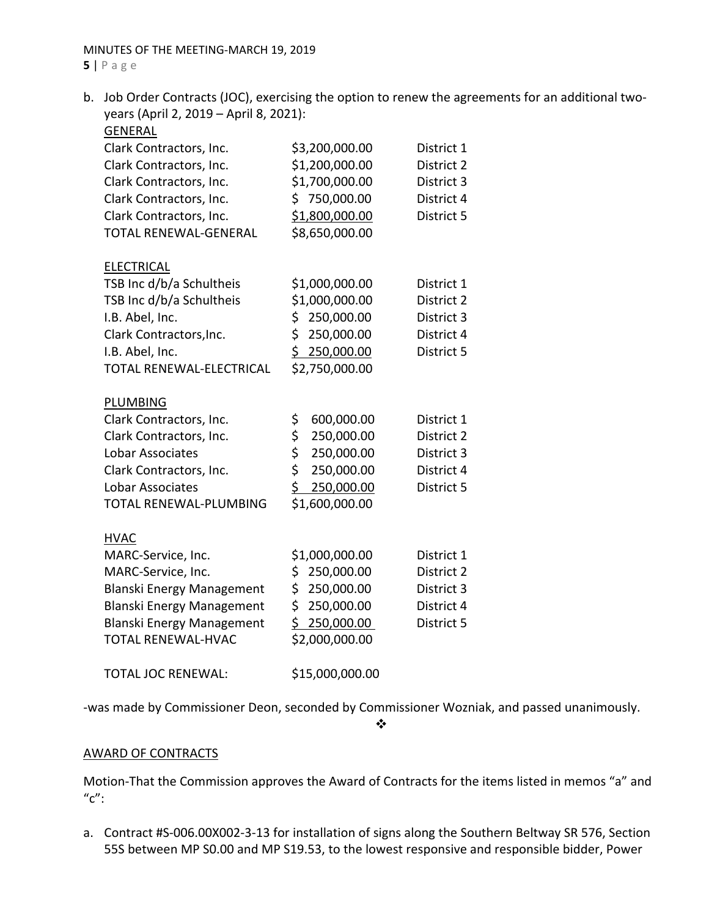b. Job Order Contracts (JOC), exercising the option to renew the agreements for an additional two-years (April 2, 2019 – April 8, 2021):

| GENERAL | | |
|---|---|---|
| Clark Contractors, Inc. | $3,200,000.00 | District 1 |
| Clark Contractors, Inc. | $1,200,000.00 | District 2 |
| Clark Contractors, Inc. | $1,700,000.00 | District 3 |
| Clark Contractors, Inc. | $ 750,000.00 | District 4 |
| Clark Contractors, Inc. | $1,800,000.00 | District 5 |
| TOTAL RENEWAL-GENERAL | $8,650,000.00 | |
| **ELECTRICAL** | | |
| TSB Inc d/b/a Schultheis | $1,000,000.00 | District 1 |
| TSB Inc d/b/a Schultheis | $1,000,000.00 | District 2 |
| I.B. Abel, Inc. | $ 250,000.00 | District 3 |
| Clark Contractors,Inc. | $ 250,000.00 | District 4 |
| I.B. Abel, Inc. | $ 250,000.00 | District 5 |
| TOTAL RENEWAL-ELECTRICAL | $2,750,000.00 | |
| **PLUMBING** | | |
| Clark Contractors, Inc. | $ 600,000.00 | District 1 |
| Clark Contractors, Inc. | $ 250,000.00 | District 2 |
| Lobar Associates | $ 250,000.00 | District 3 |
| Clark Contractors, Inc. | $ 250,000.00 | District 4 |
| Lobar Associates | $ 250,000.00 | District 5 |
| TOTAL RENEWAL-PLUMBING | $1,600,000.00 | |
| **HVAC** | | |
| MARC-Service, Inc. | $1,000,000.00 | District 1 |
| MARC-Service, Inc. | $ 250,000.00 | District 2 |
| Blanski Energy Management | $ 250,000.00 | District 3 |
| Blanski Energy Management | $ 250,000.00 | District 4 |
| Blanski Energy Management | $ 250,000.00 | District 5 |
| TOTAL RENEWAL-HVAC | $2,000,000.00 | |
| TOTAL JOC RENEWAL: | $15,000,000.00 | |

-was made by Commissioner Deon, seconded by Commissioner Wozniak, and passed unanimously.

❖

## AWARD OF CONTRACTS

Motion-That the Commission approves the Award of Contracts for the items listed in memos "a" and "c":

a. Contract #S-006.00X002-3-13 for installation of signs along the Southern Beltway SR 576, Section 55S between MP S0.00 and MP S19.53, to the lowest responsive and responsible bidder, Power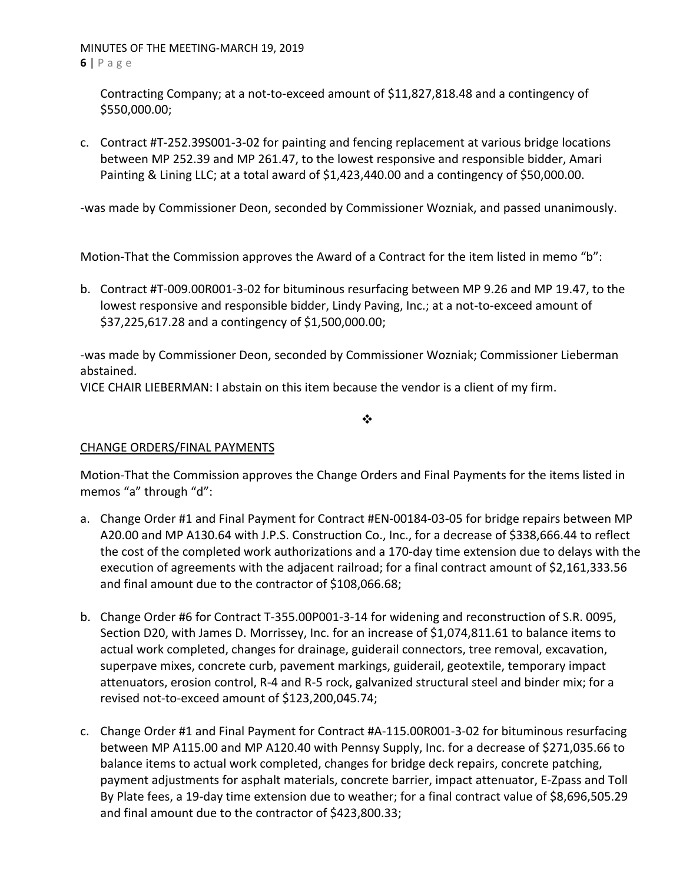Contracting Company; at a not-to-exceed amount of $11,827,818.48 and a contingency of $550,000.00;

c. Contract #T-252.39S001-3-02 for painting and fencing replacement at various bridge locations between MP 252.39 and MP 261.47, to the lowest responsive and responsible bidder, Amari Painting & Lining LLC; at a total award of $1,423,440.00 and a contingency of $50,000.00.

-was made by Commissioner Deon, seconded by Commissioner Wozniak, and passed unanimously.

Motion-That the Commission approves the Award of a Contract for the item listed in memo "b":

b. Contract #T-009.00R001-3-02 for bituminous resurfacing between MP 9.26 and MP 19.47, to the lowest responsive and responsible bidder, Lindy Paving, Inc.; at a not-to-exceed amount of $37,225,617.28 and a contingency of $1,500,000.00;

-was made by Commissioner Deon, seconded by Commissioner Wozniak; Commissioner Lieberman abstained.

VICE CHAIR LIEBERMAN: I abstain on this item because the vendor is a client of my firm.

❖

CHANGE ORDERS/FINAL PAYMENTS

Motion-That the Commission approves the Change Orders and Final Payments for the items listed in memos "a" through "d":

a. Change Order #1 and Final Payment for Contract #EN-00184-03-05 for bridge repairs between MP A20.00 and MP A130.64 with J.P.S. Construction Co., Inc., for a decrease of $338,666.44 to reflect the cost of the completed work authorizations and a 170-day time extension due to delays with the execution of agreements with the adjacent railroad; for a final contract amount of $2,161,333.56 and final amount due to the contractor of $108,066.68;

b. Change Order #6 for Contract T-355.00P001-3-14 for widening and reconstruction of S.R. 0095, Section D20, with James D. Morrissey, Inc. for an increase of $1,074,811.61 to balance items to actual work completed, changes for drainage, guiderail connectors, tree removal, excavation, superpave mixes, concrete curb, pavement markings, guiderail, geotextile, temporary impact attenuators, erosion control, R-4 and R-5 rock, galvanized structural steel and binder mix; for a revised not-to-exceed amount of $123,200,045.74;

c. Change Order #1 and Final Payment for Contract #A-115.00R001-3-02 for bituminous resurfacing between MP A115.00 and MP A120.40 with Pennsy Supply, Inc. for a decrease of $271,035.66 to balance items to actual work completed, changes for bridge deck repairs, concrete patching, payment adjustments for asphalt materials, concrete barrier, impact attenuator, E-Zpass and Toll By Plate fees, a 19-day time extension due to weather; for a final contract value of $8,696,505.29 and final amount due to the contractor of $423,800.33;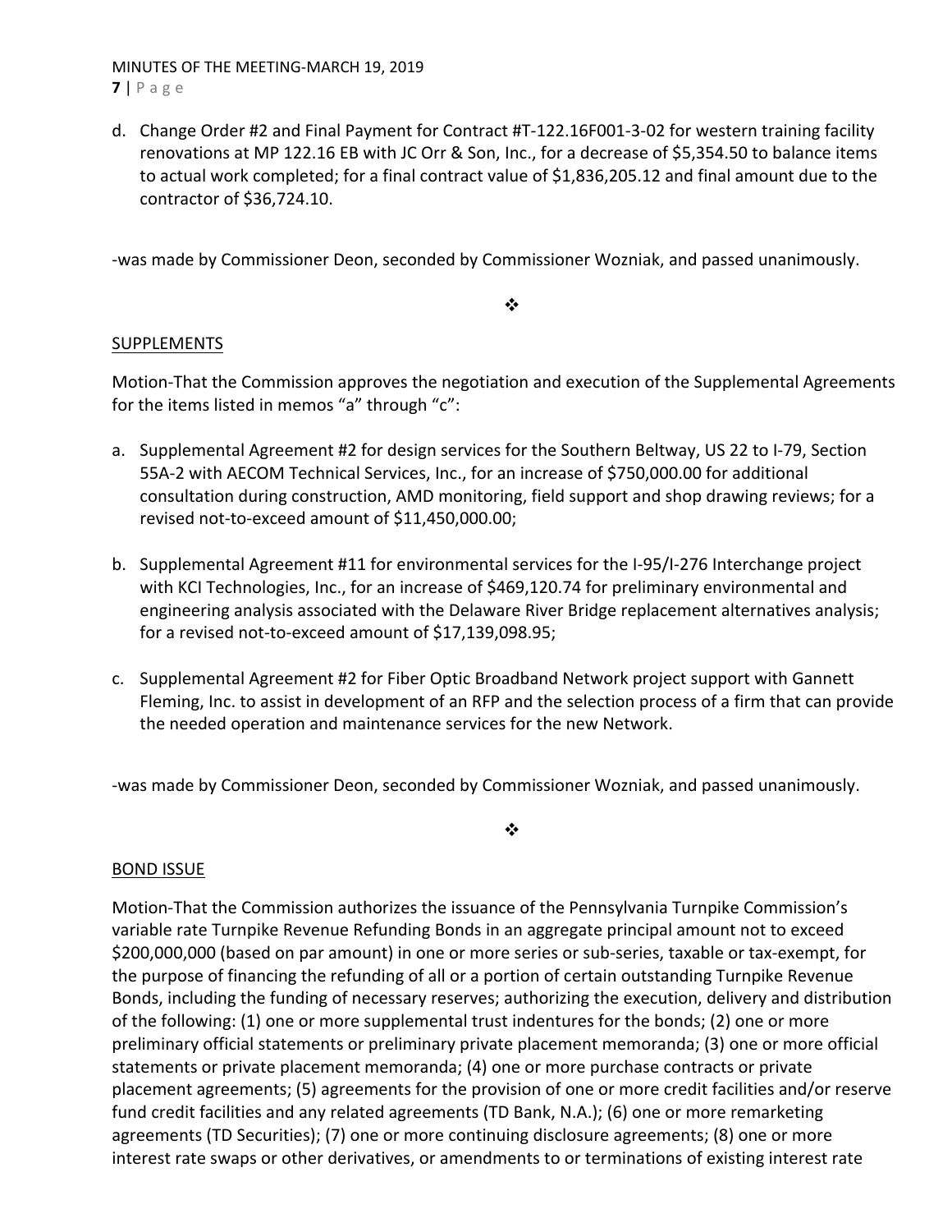d. Change Order #2 and Final Payment for Contract #T-122.16F001-3-02 for western training facility renovations at MP 122.16 EB with JC Orr & Son, Inc., for a decrease of $5,354.50 to balance items to actual work completed; for a final contract value of $1,836,205.12 and final amount due to the contractor of $36,724.10.

-was made by Commissioner Deon, seconded by Commissioner Wozniak, and passed unanimously.

❖

SUPPLEMENTS

Motion-That the Commission approves the negotiation and execution of the Supplemental Agreements for the items listed in memos “a” through “c”:

a. Supplemental Agreement #2 for design services for the Southern Beltway, US 22 to I-79, Section 55A-2 with AECOM Technical Services, Inc., for an increase of $750,000.00 for additional consultation during construction, AMD monitoring, field support and shop drawing reviews; for a revised not-to-exceed amount of $11,450,000.00;

b. Supplemental Agreement #11 for environmental services for the I-95/I-276 Interchange project with KCI Technologies, Inc., for an increase of $469,120.74 for preliminary environmental and engineering analysis associated with the Delaware River Bridge replacement alternatives analysis; for a revised not-to-exceed amount of $17,139,098.95;

c. Supplemental Agreement #2 for Fiber Optic Broadband Network project support with Gannett Fleming, Inc. to assist in development of an RFP and the selection process of a firm that can provide the needed operation and maintenance services for the new Network.

-was made by Commissioner Deon, seconded by Commissioner Wozniak, and passed unanimously.

❖

BOND ISSUE

Motion-That the Commission authorizes the issuance of the Pennsylvania Turnpike Commission’s variable rate Turnpike Revenue Refunding Bonds in an aggregate principal amount not to exceed $200,000,000 (based on par amount) in one or more series or sub-series, taxable or tax-exempt, for the purpose of financing the refunding of all or a portion of certain outstanding Turnpike Revenue Bonds, including the funding of necessary reserves; authorizing the execution, delivery and distribution of the following: (1) one or more supplemental trust indentures for the bonds; (2) one or more preliminary official statements or preliminary private placement memoranda; (3) one or more official statements or private placement memoranda; (4) one or more purchase contracts or private placement agreements; (5) agreements for the provision of one or more credit facilities and/or reserve fund credit facilities and any related agreements (TD Bank, N.A.); (6) one or more remarketing agreements (TD Securities); (7) one or more continuing disclosure agreements; (8) one or more interest rate swaps or other derivatives, or amendments to or terminations of existing interest rate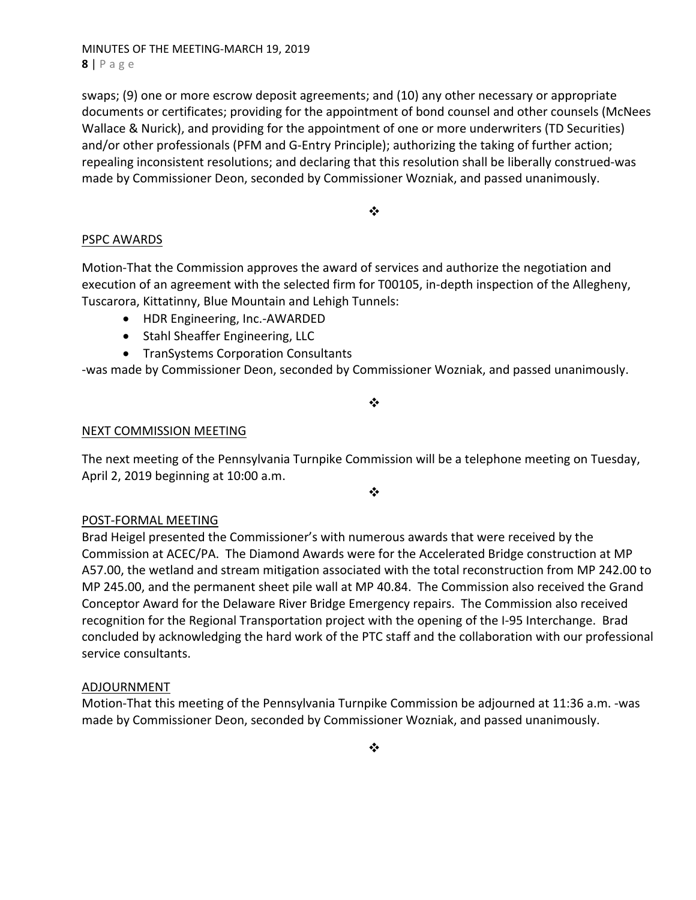swaps; (9) one or more escrow deposit agreements; and (10) any other necessary or appropriate documents or certificates; providing for the appointment of bond counsel and other counsels (McNees Wallace & Nurick), and providing for the appointment of one or more underwriters (TD Securities) and/or other professionals (PFM and G-Entry Principle); authorizing the taking of further action; repealing inconsistent resolutions; and declaring that this resolution shall be liberally construed-was made by Commissioner Deon, seconded by Commissioner Wozniak, and passed unanimously.

❖

PSPC AWARDS

Motion-That the Commission approves the award of services and authorize the negotiation and execution of an agreement with the selected firm for T00105, in-depth inspection of the Allegheny, Tuscarora, Kittatinny, Blue Mountain and Lehigh Tunnels:

- HDR Engineering, Inc.-AWARDED
- Stahl Sheaffer Engineering, LLC
- TranSystems Corporation Consultants

-was made by Commissioner Deon, seconded by Commissioner Wozniak, and passed unanimously.

❖

NEXT COMMISSION MEETING

The next meeting of the Pennsylvania Turnpike Commission will be a telephone meeting on Tuesday, April 2, 2019 beginning at 10:00 a.m.

❖

POST-FORMAL MEETING

Brad Heigel presented the Commissioner's with numerous awards that were received by the Commission at ACEC/PA. The Diamond Awards were for the Accelerated Bridge construction at MP A57.00, the wetland and stream mitigation associated with the total reconstruction from MP 242.00 to MP 245.00, and the permanent sheet pile wall at MP 40.84. The Commission also received the Grand Conceptor Award for the Delaware River Bridge Emergency repairs. The Commission also received recognition for the Regional Transportation project with the opening of the I-95 Interchange. Brad concluded by acknowledging the hard work of the PTC staff and the collaboration with our professional service consultants.

ADJOURNMENT

Motion-That this meeting of the Pennsylvania Turnpike Commission be adjourned at 11:36 a.m. -was made by Commissioner Deon, seconded by Commissioner Wozniak, and passed unanimously.

❖